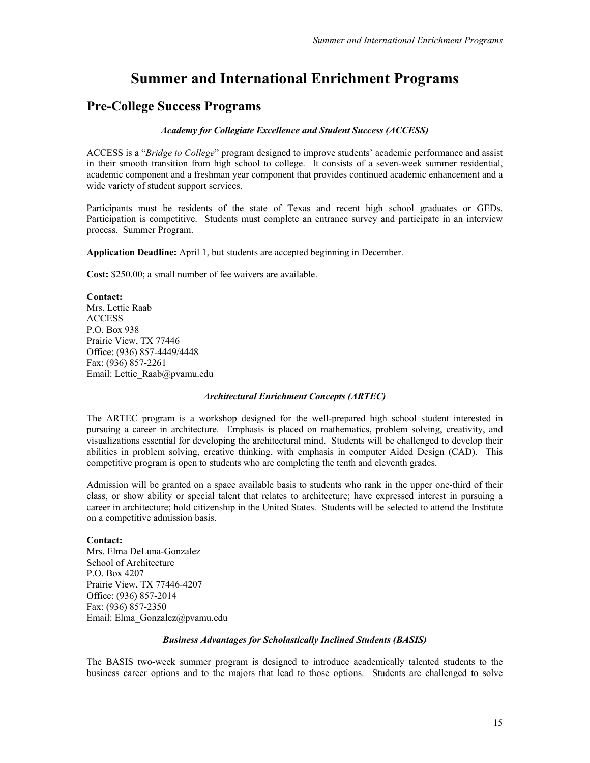# Summer and International Enrichment Programs

## Pre-College Success Programs

***Academy for Collegiate Excellence and Student Success (ACCESS)***

ACCESS is a "*Bridge to College*" program designed to improve students' academic performance and assist in their smooth transition from high school to college. It consists of a seven-week summer residential, academic component and a freshman year component that provides continued academic enhancement and a wide variety of student support services.

Participants must be residents of the state of Texas and recent high school graduates or GEDs. Participation is competitive. Students must complete an entrance survey and participate in an interview process. Summer Program.

**Application Deadline:** April 1, but students are accepted beginning in December.

**Cost:** $250.00; a small number of fee waivers are available.

**Contact:**
Mrs. Lettie Raab
ACCESS
P.O. Box 938
Prairie View, TX 77446
Office: (936) 857-4449/4448
Fax: (936) 857-2261
Email: Lettie_Raab@pvamu.edu

***Architectural Enrichment Concepts (ARTEC)***

The ARTEC program is a workshop designed for the well-prepared high school student interested in pursuing a career in architecture. Emphasis is placed on mathematics, problem solving, creativity, and visualizations essential for developing the architectural mind. Students will be challenged to develop their abilities in problem solving, creative thinking, with emphasis in computer Aided Design (CAD). This competitive program is open to students who are completing the tenth and eleventh grades.

Admission will be granted on a space available basis to students who rank in the upper one-third of their class, or show ability or special talent that relates to architecture; have expressed interest in pursuing a career in architecture; hold citizenship in the United States. Students will be selected to attend the Institute on a competitive admission basis.

**Contact:**
Mrs. Elma DeLuna-Gonzalez
School of Architecture
P.O. Box 4207
Prairie View, TX 77446-4207
Office: (936) 857-2014
Fax: (936) 857-2350
Email: Elma_Gonzalez@pvamu.edu

***Business Advantages for Scholastically Inclined Students (BASIS)***

The BASIS two-week summer program is designed to introduce academically talented students to the business career options and to the majors that lead to those options. Students are challenged to solve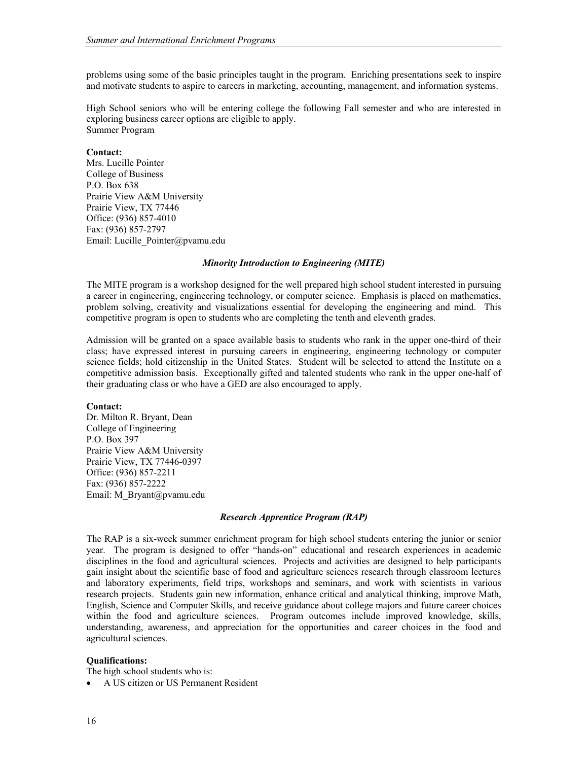problems using some of the basic principles taught in the program. Enriching presentations seek to inspire and motivate students to aspire to careers in marketing, accounting, management, and information systems.

High School seniors who will be entering college the following Fall semester and who are interested in exploring business career options are eligible to apply.
Summer Program

**Contact:**
Mrs. Lucille Pointer
College of Business
P.O. Box 638
Prairie View A&M University
Prairie View, TX 77446
Office: (936) 857-4010
Fax: (936) 857-2797
Email: Lucille_Pointer@pvamu.edu

### *Minority Introduction to Engineering (MITE)*

The MITE program is a workshop designed for the well prepared high school student interested in pursuing a career in engineering, engineering technology, or computer science. Emphasis is placed on mathematics, problem solving, creativity and visualizations essential for developing the engineering and mind. This competitive program is open to students who are completing the tenth and eleventh grades.

Admission will be granted on a space available basis to students who rank in the upper one-third of their class; have expressed interest in pursuing careers in engineering, engineering technology or computer science fields; hold citizenship in the United States. Student will be selected to attend the Institute on a competitive admission basis. Exceptionally gifted and talented students who rank in the upper one-half of their graduating class or who have a GED are also encouraged to apply.

**Contact:**
Dr. Milton R. Bryant, Dean
College of Engineering
P.O. Box 397
Prairie View A&M University
Prairie View, TX 77446-0397
Office: (936) 857-2211
Fax: (936) 857-2222
Email: M_Bryant@pvamu.edu

### *Research Apprentice Program (RAP)*

The RAP is a six-week summer enrichment program for high school students entering the junior or senior year. The program is designed to offer "hands-on" educational and research experiences in academic disciplines in the food and agricultural sciences. Projects and activities are designed to help participants gain insight about the scientific base of food and agriculture sciences research through classroom lectures and laboratory experiments, field trips, workshops and seminars, and work with scientists in various research projects. Students gain new information, enhance critical and analytical thinking, improve Math, English, Science and Computer Skills, and receive guidance about college majors and future career choices within the food and agriculture sciences. Program outcomes include improved knowledge, skills, understanding, awareness, and appreciation for the opportunities and career choices in the food and agricultural sciences.

**Qualifications:**
The high school students who is:

- A US citizen or US Permanent Resident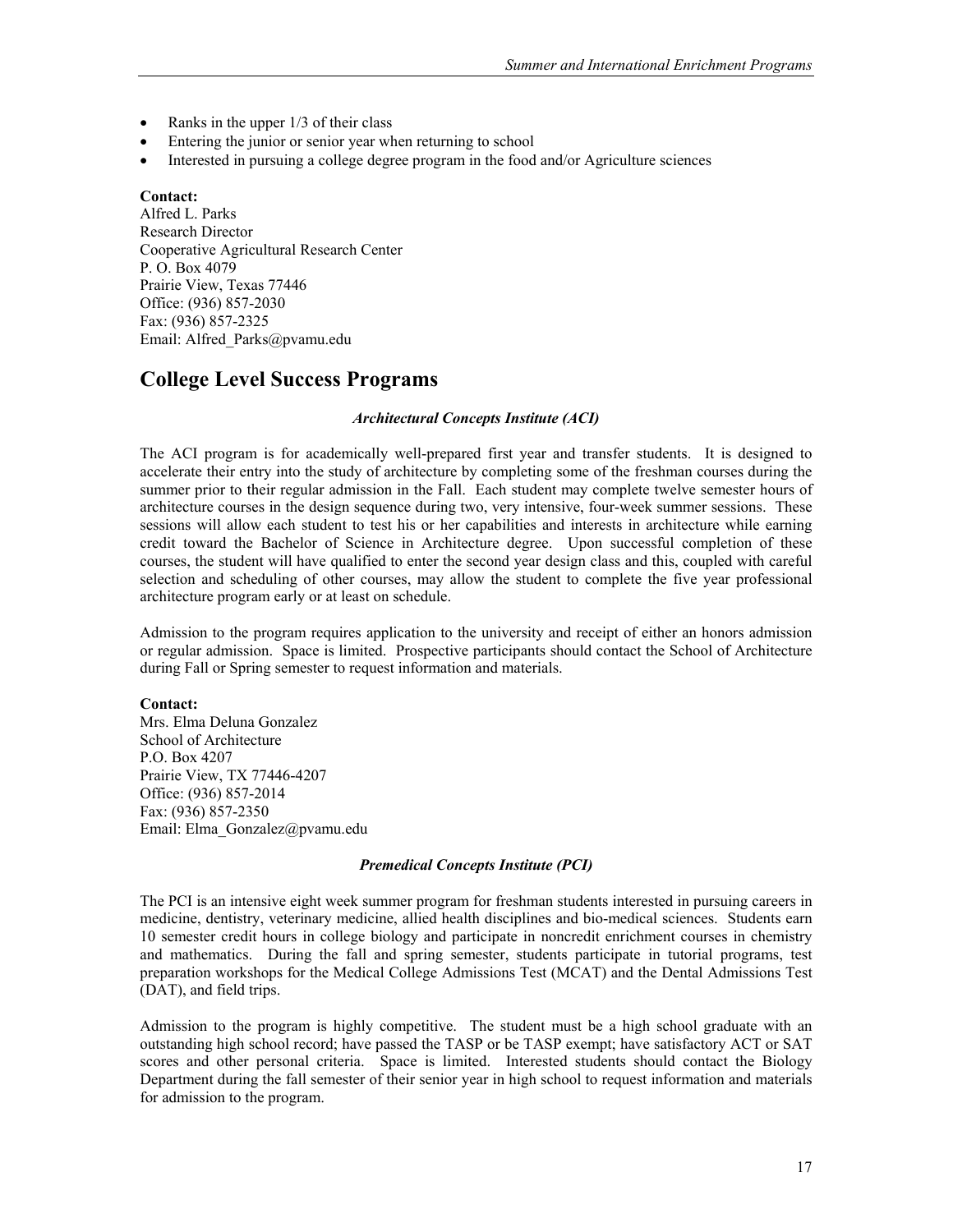- Ranks in the upper 1/3 of their class
- Entering the junior or senior year when returning to school
- Interested in pursuing a college degree program in the food and/or Agriculture sciences

**Contact:**
Alfred L. Parks
Research Director
Cooperative Agricultural Research Center
P. O. Box 4079
Prairie View, Texas 77446
Office: (936) 857-2030
Fax: (936) 857-2325
Email: Alfred_Parks@pvamu.edu

## College Level Success Programs

### *Architectural Concepts Institute (ACI)*

The ACI program is for academically well-prepared first year and transfer students. It is designed to accelerate their entry into the study of architecture by completing some of the freshman courses during the summer prior to their regular admission in the Fall. Each student may complete twelve semester hours of architecture courses in the design sequence during two, very intensive, four-week summer sessions. These sessions will allow each student to test his or her capabilities and interests in architecture while earning credit toward the Bachelor of Science in Architecture degree. Upon successful completion of these courses, the student will have qualified to enter the second year design class and this, coupled with careful selection and scheduling of other courses, may allow the student to complete the five year professional architecture program early or at least on schedule.

Admission to the program requires application to the university and receipt of either an honors admission or regular admission. Space is limited. Prospective participants should contact the School of Architecture during Fall or Spring semester to request information and materials.

**Contact:**
Mrs. Elma Deluna Gonzalez
School of Architecture
P.O. Box 4207
Prairie View, TX 77446-4207
Office: (936) 857-2014
Fax: (936) 857-2350
Email: Elma_Gonzalez@pvamu.edu

### *Premedical Concepts Institute (PCI)*

The PCI is an intensive eight week summer program for freshman students interested in pursuing careers in medicine, dentistry, veterinary medicine, allied health disciplines and bio-medical sciences. Students earn 10 semester credit hours in college biology and participate in noncredit enrichment courses in chemistry and mathematics. During the fall and spring semester, students participate in tutorial programs, test preparation workshops for the Medical College Admissions Test (MCAT) and the Dental Admissions Test (DAT), and field trips.

Admission to the program is highly competitive. The student must be a high school graduate with an outstanding high school record; have passed the TASP or be TASP exempt; have satisfactory ACT or SAT scores and other personal criteria. Space is limited. Interested students should contact the Biology Department during the fall semester of their senior year in high school to request information and materials for admission to the program.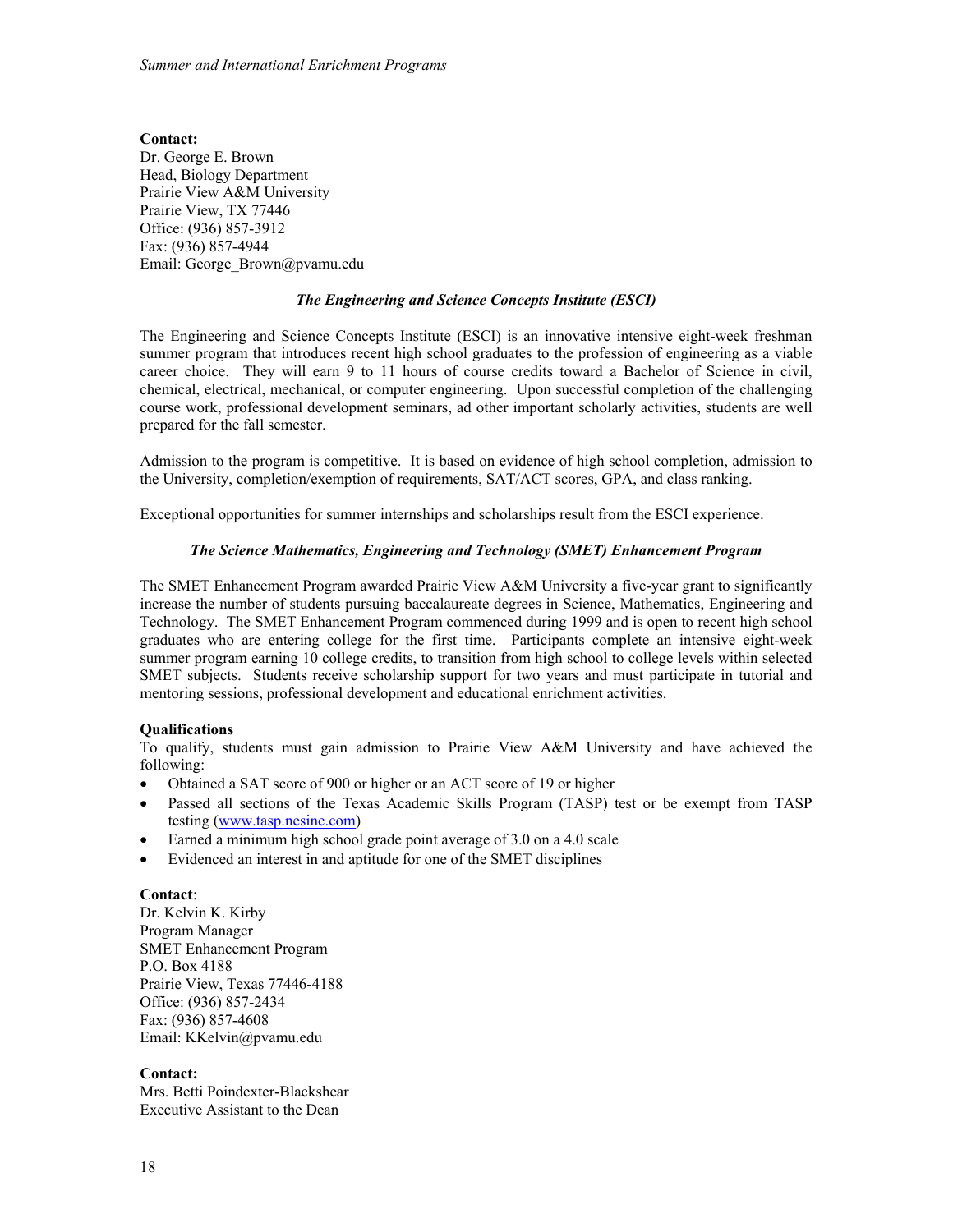**Contact:**
Dr. George E. Brown
Head, Biology Department
Prairie View A&M University
Prairie View, TX 77446
Office: (936) 857-3912
Fax: (936) 857-4944
Email: George_Brown@pvamu.edu

### *The Engineering and Science Concepts Institute (ESCI)*

The Engineering and Science Concepts Institute (ESCI) is an innovative intensive eight-week freshman summer program that introduces recent high school graduates to the profession of engineering as a viable career choice. They will earn 9 to 11 hours of course credits toward a Bachelor of Science in civil, chemical, electrical, mechanical, or computer engineering. Upon successful completion of the challenging course work, professional development seminars, ad other important scholarly activities, students are well prepared for the fall semester.

Admission to the program is competitive. It is based on evidence of high school completion, admission to the University, completion/exemption of requirements, SAT/ACT scores, GPA, and class ranking.

Exceptional opportunities for summer internships and scholarships result from the ESCI experience.

### *The Science Mathematics, Engineering and Technology (SMET) Enhancement Program*

The SMET Enhancement Program awarded Prairie View A&M University a five-year grant to significantly increase the number of students pursuing baccalaureate degrees in Science, Mathematics, Engineering and Technology. The SMET Enhancement Program commenced during 1999 and is open to recent high school graduates who are entering college for the first time. Participants complete an intensive eight-week summer program earning 10 college credits, to transition from high school to college levels within selected SMET subjects. Students receive scholarship support for two years and must participate in tutorial and mentoring sessions, professional development and educational enrichment activities.

**Qualifications**
To qualify, students must gain admission to Prairie View A&M University and have achieved the following:

- Obtained a SAT score of 900 or higher or an ACT score of 19 or higher
- Passed all sections of the Texas Academic Skills Program (TASP) test or be exempt from TASP testing (www.tasp.nesinc.com)
- Earned a minimum high school grade point average of 3.0 on a 4.0 scale
- Evidenced an interest in and aptitude for one of the SMET disciplines

**Contact**:
Dr. Kelvin K. Kirby
Program Manager
SMET Enhancement Program
P.O. Box 4188
Prairie View, Texas 77446-4188
Office: (936) 857-2434
Fax: (936) 857-4608
Email: KKelvin@pvamu.edu

**Contact:**
Mrs. Betti Poindexter-Blackshear
Executive Assistant to the Dean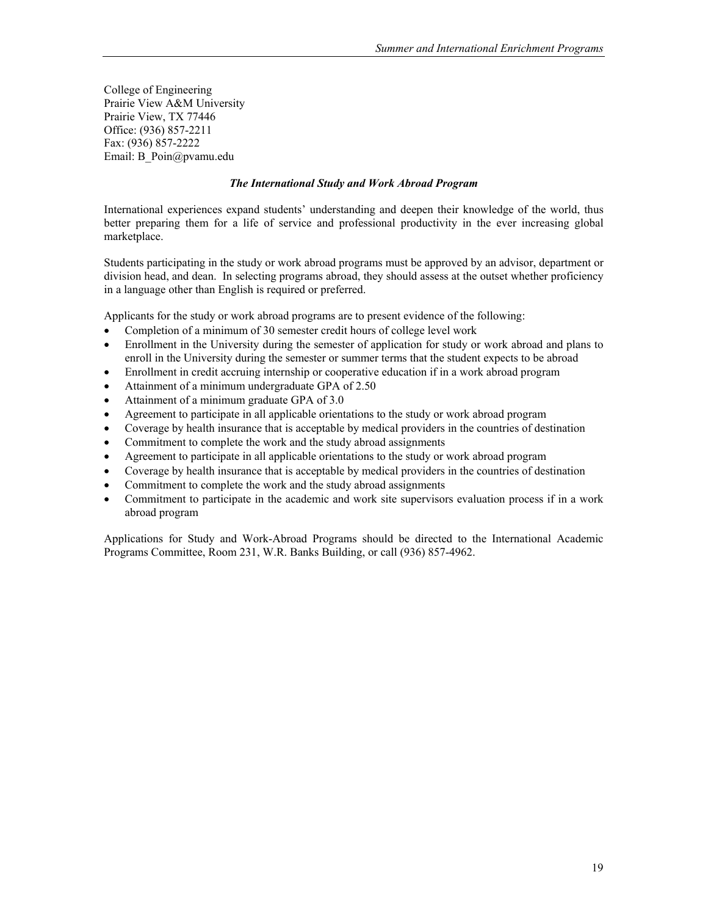College of Engineering
Prairie View A&M University
Prairie View, TX 77446
Office: (936) 857-2211
Fax: (936) 857-2222
Email: B_Poin@pvamu.edu

### *The International Study and Work Abroad Program*

International experiences expand students' understanding and deepen their knowledge of the world, thus better preparing them for a life of service and professional productivity in the ever increasing global marketplace.

Students participating in the study or work abroad programs must be approved by an advisor, department or division head, and dean. In selecting programs abroad, they should assess at the outset whether proficiency in a language other than English is required or preferred.

Applicants for the study or work abroad programs are to present evidence of the following:

- Completion of a minimum of 30 semester credit hours of college level work
- Enrollment in the University during the semester of application for study or work abroad and plans to enroll in the University during the semester or summer terms that the student expects to be abroad
- Enrollment in credit accruing internship or cooperative education if in a work abroad program
- Attainment of a minimum undergraduate GPA of 2.50
- Attainment of a minimum graduate GPA of 3.0
- Agreement to participate in all applicable orientations to the study or work abroad program
- Coverage by health insurance that is acceptable by medical providers in the countries of destination
- Commitment to complete the work and the study abroad assignments
- Agreement to participate in all applicable orientations to the study or work abroad program
- Coverage by health insurance that is acceptable by medical providers in the countries of destination
- Commitment to complete the work and the study abroad assignments
- Commitment to participate in the academic and work site supervisors evaluation process if in a work abroad program

Applications for Study and Work-Abroad Programs should be directed to the International Academic Programs Committee, Room 231, W.R. Banks Building, or call (936) 857-4962.